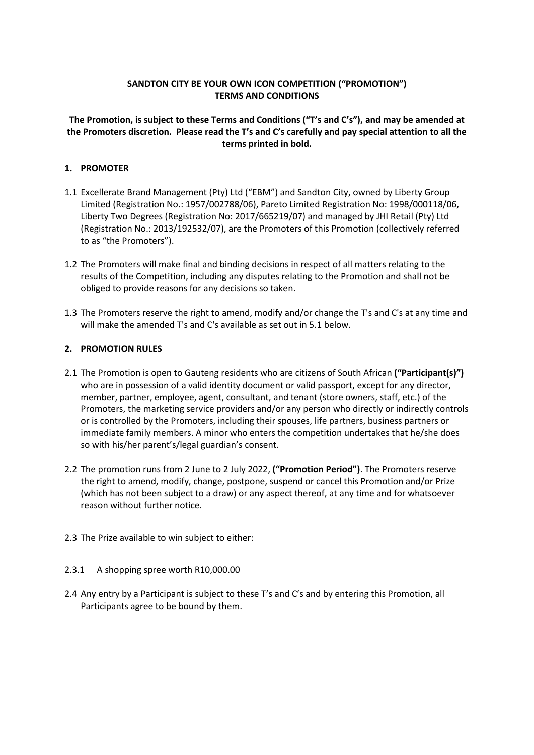**SANDTON CITY BE YOUR OWN ICON COMPETITION ("PROMOTION")**
**TERMS AND CONDITIONS**

**The Promotion, is subject to these Terms and Conditions ("T's and C's"), and may be amended at the Promoters discretion. Please read the T's and C's carefully and pay special attention to all the terms printed in bold.**

## 1. PROMOTER

1.1 Excellerate Brand Management (Pty) Ltd ("EBM") and Sandton City, owned by Liberty Group Limited (Registration No.: 1957/002788/06), Pareto Limited Registration No: 1998/000118/06, Liberty Two Degrees (Registration No: 2017/665219/07) and managed by JHI Retail (Pty) Ltd (Registration No.: 2013/192532/07), are the Promoters of this Promotion (collectively referred to as "the Promoters").

1.2 The Promoters will make final and binding decisions in respect of all matters relating to the results of the Competition, including any disputes relating to the Promotion and shall not be obliged to provide reasons for any decisions so taken.

1.3 The Promoters reserve the right to amend, modify and/or change the T's and C's at any time and will make the amended T's and C's available as set out in 5.1 below.

## 2. PROMOTION RULES

2.1 The Promotion is open to Gauteng residents who are citizens of South African **("Participant(s)")** who are in possession of a valid identity document or valid passport, except for any director, member, partner, employee, agent, consultant, and tenant (store owners, staff, etc.) of the Promoters, the marketing service providers and/or any person who directly or indirectly controls or is controlled by the Promoters, including their spouses, life partners, business partners or immediate family members. A minor who enters the competition undertakes that he/she does so with his/her parent's/legal guardian's consent.

2.2 The promotion runs from 2 June to 2 July 2022, **("Promotion Period")**. The Promoters reserve the right to amend, modify, change, postpone, suspend or cancel this Promotion and/or Prize (which has not been subject to a draw) or any aspect thereof, at any time and for whatsoever reason without further notice.

2.3 The Prize available to win subject to either:

2.3.1 A shopping spree worth R10,000.00

2.4 Any entry by a Participant is subject to these T's and C's and by entering this Promotion, all Participants agree to be bound by them.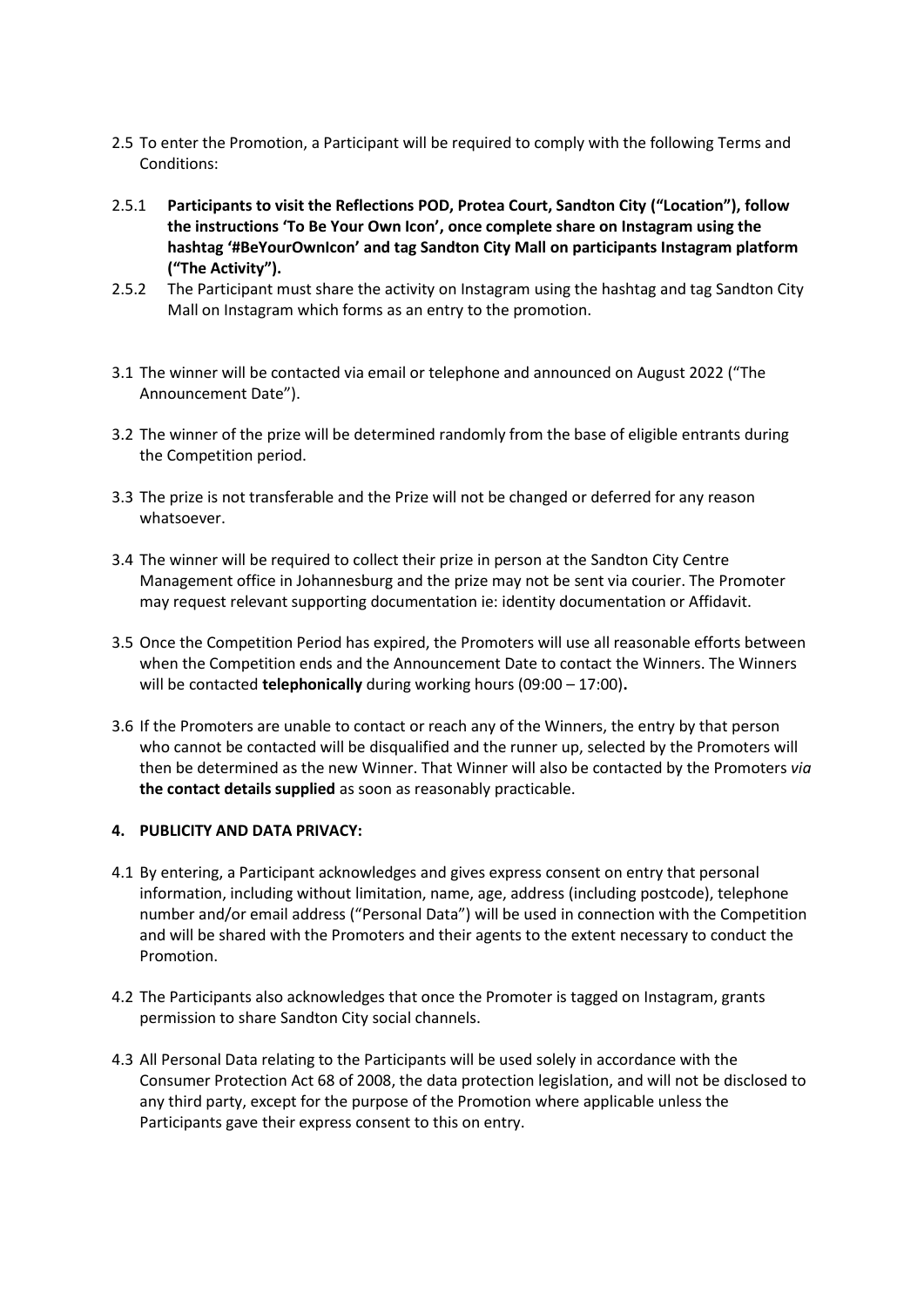2.5 To enter the Promotion, a Participant will be required to comply with the following Terms and Conditions:

2.5.1 **Participants to visit the Reflections POD, Protea Court, Sandton City ("Location"), follow the instructions 'To Be Your Own Icon', once complete share on Instagram using the hashtag '#BeYourOwnIcon' and tag Sandton City Mall on participants Instagram platform ("The Activity").**

2.5.2 The Participant must share the activity on Instagram using the hashtag and tag Sandton City Mall on Instagram which forms as an entry to the promotion.

3.1 The winner will be contacted via email or telephone and announced on August 2022 ("The Announcement Date").

3.2 The winner of the prize will be determined randomly from the base of eligible entrants during the Competition period.

3.3 The prize is not transferable and the Prize will not be changed or deferred for any reason whatsoever.

3.4 The winner will be required to collect their prize in person at the Sandton City Centre Management office in Johannesburg and the prize may not be sent via courier. The Promoter may request relevant supporting documentation ie: identity documentation or Affidavit.

3.5 Once the Competition Period has expired, the Promoters will use all reasonable efforts between when the Competition ends and the Announcement Date to contact the Winners. The Winners will be contacted **telephonically** during working hours (09:00 – 17:00)**.**

3.6 If the Promoters are unable to contact or reach any of the Winners, the entry by that person who cannot be contacted will be disqualified and the runner up, selected by the Promoters will then be determined as the new Winner. That Winner will also be contacted by the Promoters *via* **the contact details supplied** as soon as reasonably practicable.

**4. PUBLICITY AND DATA PRIVACY:**

4.1 By entering, a Participant acknowledges and gives express consent on entry that personal information, including without limitation, name, age, address (including postcode), telephone number and/or email address ("Personal Data") will be used in connection with the Competition and will be shared with the Promoters and their agents to the extent necessary to conduct the Promotion.

4.2 The Participants also acknowledges that once the Promoter is tagged on Instagram, grants permission to share Sandton City social channels.

4.3 All Personal Data relating to the Participants will be used solely in accordance with the Consumer Protection Act 68 of 2008, the data protection legislation, and will not be disclosed to any third party, except for the purpose of the Promotion where applicable unless the Participants gave their express consent to this on entry.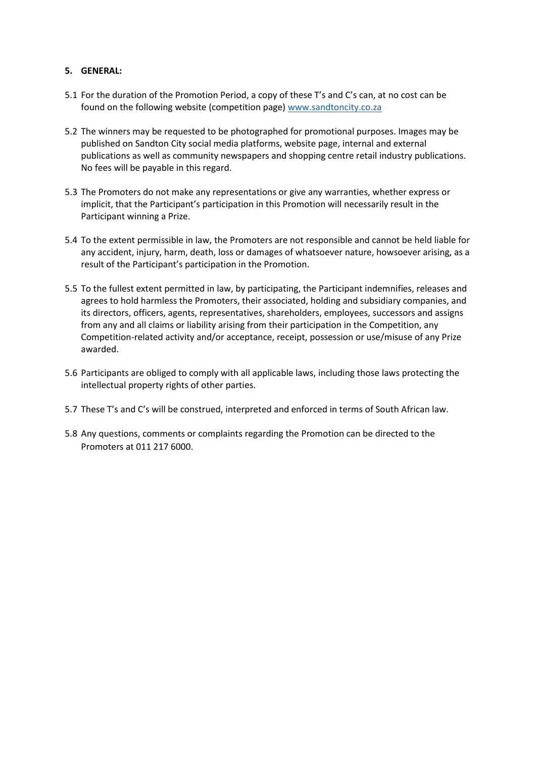**5. GENERAL:**

5.1 For the duration of the Promotion Period, a copy of these T's and C's can, at no cost can be found on the following website (competition page) [www.sandtoncity.co.za](http://www.sandtoncity.co.za)

5.2 The winners may be requested to be photographed for promotional purposes. Images may be published on Sandton City social media platforms, website page, internal and external publications as well as community newspapers and shopping centre retail industry publications. No fees will be payable in this regard.

5.3 The Promoters do not make any representations or give any warranties, whether express or implicit, that the Participant's participation in this Promotion will necessarily result in the Participant winning a Prize.

5.4 To the extent permissible in law, the Promoters are not responsible and cannot be held liable for any accident, injury, harm, death, loss or damages of whatsoever nature, howsoever arising, as a result of the Participant's participation in the Promotion.

5.5 To the fullest extent permitted in law, by participating, the Participant indemnifies, releases and agrees to hold harmless the Promoters, their associated, holding and subsidiary companies, and its directors, officers, agents, representatives, shareholders, employees, successors and assigns from any and all claims or liability arising from their participation in the Competition, any Competition-related activity and/or acceptance, receipt, possession or use/misuse of any Prize awarded.

5.6 Participants are obliged to comply with all applicable laws, including those laws protecting the intellectual property rights of other parties.

5.7 These T's and C's will be construed, interpreted and enforced in terms of South African law.

5.8 Any questions, comments or complaints regarding the Promotion can be directed to the Promoters at 011 217 6000.